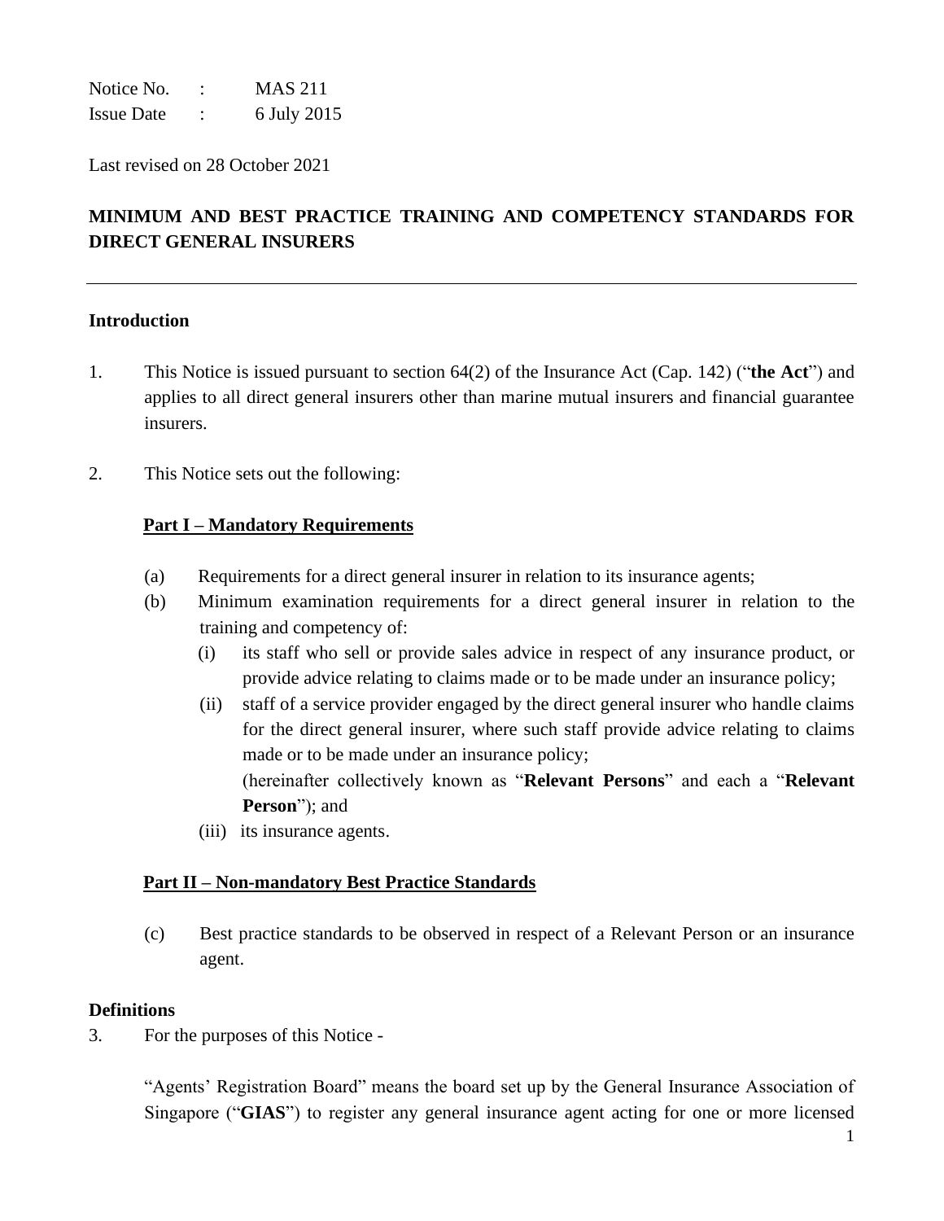Notice No. : MAS 211
Issue Date : 6 July 2015

Last revised on 28 October 2021

# MINIMUM AND BEST PRACTICE TRAINING AND COMPETENCY STANDARDS FOR DIRECT GENERAL INSURERS

---

## Introduction

1. This Notice is issued pursuant to section 64(2) of the Insurance Act (Cap. 142) ("**the Act**") and applies to all direct general insurers other than marine mutual insurers and financial guarantee insurers.

2. This Notice sets out the following:

   **Part I – Mandatory Requirements**

   (a) Requirements for a direct general insurer in relation to its insurance agents;

   (b) Minimum examination requirements for a direct general insurer in relation to the training and competency of:

      (i) its staff who sell or provide sales advice in respect of any insurance product, or provide advice relating to claims made or to be made under an insurance policy;

      (ii) staff of a service provider engaged by the direct general insurer who handle claims for the direct general insurer, where such staff provide advice relating to claims made or to be made under an insurance policy;

      (hereinafter collectively known as "**Relevant Persons**" and each a "**Relevant Person**"); and

      (iii) its insurance agents.

   **Part II – Non-mandatory Best Practice Standards**

   (c) Best practice standards to be observed in respect of a Relevant Person or an insurance agent.

## Definitions

3. For the purposes of this Notice -

   "Agents' Registration Board" means the board set up by the General Insurance Association of Singapore ("**GIAS**") to register any general insurance agent acting for one or more licensed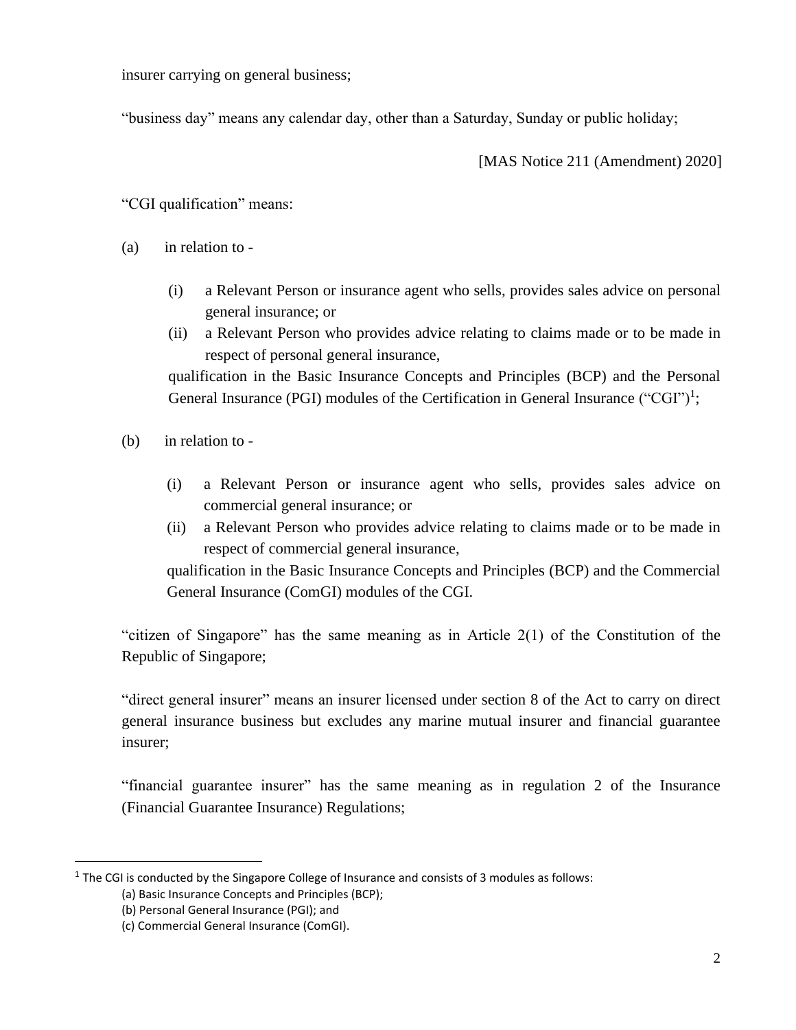insurer carrying on general business;

"business day" means any calendar day, other than a Saturday, Sunday or public holiday;

[MAS Notice 211 (Amendment) 2020]

"CGI qualification" means:

(a) in relation to -

   (i) a Relevant Person or insurance agent who sells, provides sales advice on personal general insurance; or
   
   (ii) a Relevant Person who provides advice relating to claims made or to be made in respect of personal general insurance,

   qualification in the Basic Insurance Concepts and Principles (BCP) and the Personal General Insurance (PGI) modules of the Certification in General Insurance ("CGI")[1];

(b) in relation to -

   (i) a Relevant Person or insurance agent who sells, provides sales advice on commercial general insurance; or
   
   (ii) a Relevant Person who provides advice relating to claims made or to be made in respect of commercial general insurance,

   qualification in the Basic Insurance Concepts and Principles (BCP) and the Commercial General Insurance (ComGI) modules of the CGI.

"citizen of Singapore" has the same meaning as in Article 2(1) of the Constitution of the Republic of Singapore;

"direct general insurer" means an insurer licensed under section 8 of the Act to carry on direct general insurance business but excludes any marine mutual insurer and financial guarantee insurer;

"financial guarantee insurer" has the same meaning as in regulation 2 of the Insurance (Financial Guarantee Insurance) Regulations;

---

[1] The CGI is conducted by the Singapore College of Insurance and consists of 3 modules as follows:

(a) Basic Insurance Concepts and Principles (BCP);

(b) Personal General Insurance (PGI); and

(c) Commercial General Insurance (ComGI).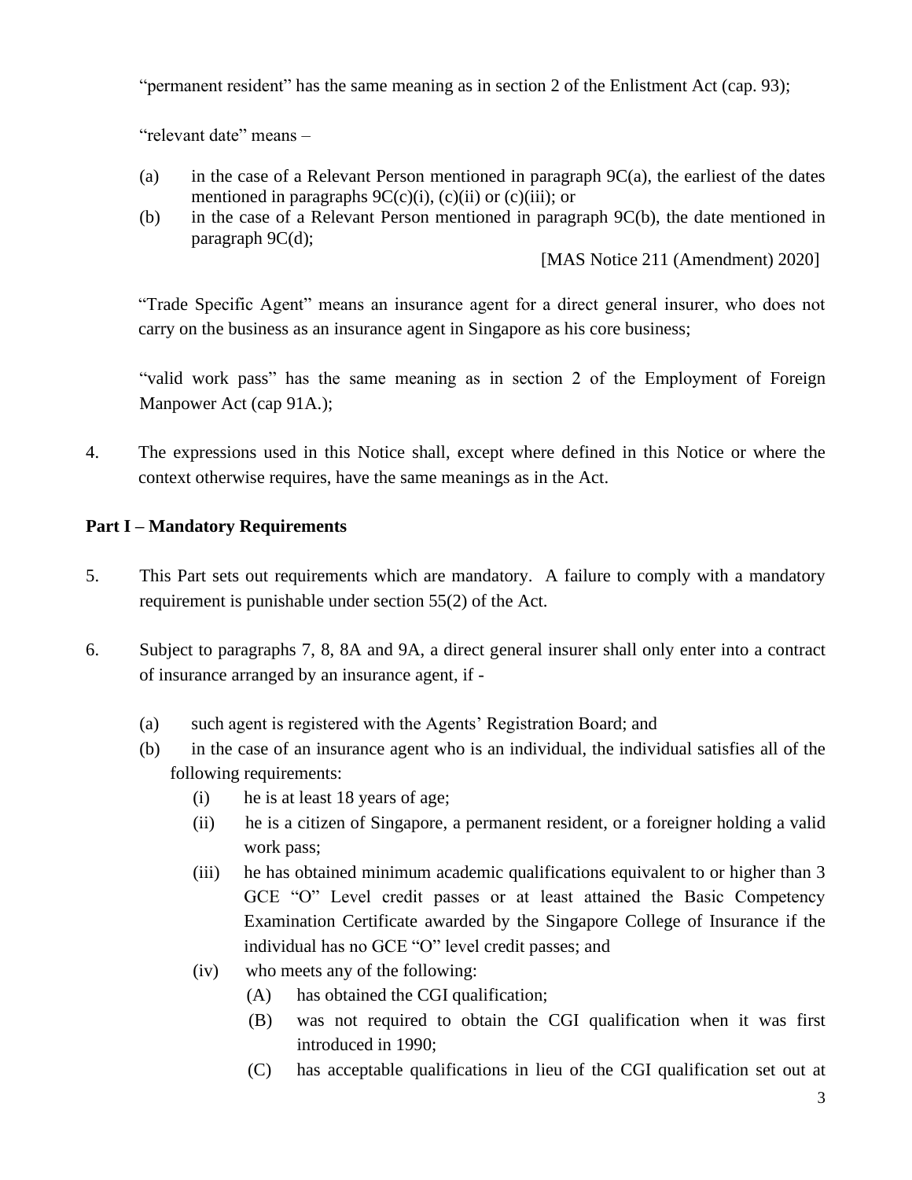"permanent resident" has the same meaning as in section 2 of the Enlistment Act (cap. 93);

"relevant date" means –

(a) in the case of a Relevant Person mentioned in paragraph 9C(a), the earliest of the dates mentioned in paragraphs 9C(c)(i), (c)(ii) or (c)(iii); or
(b) in the case of a Relevant Person mentioned in paragraph 9C(b), the date mentioned in paragraph 9C(d);

[MAS Notice 211 (Amendment) 2020]

"Trade Specific Agent" means an insurance agent for a direct general insurer, who does not carry on the business as an insurance agent in Singapore as his core business;

"valid work pass" has the same meaning as in section 2 of the Employment of Foreign Manpower Act (cap 91A.);

4. The expressions used in this Notice shall, except where defined in this Notice or where the context otherwise requires, have the same meanings as in the Act.

## Part I – Mandatory Requirements

5. This Part sets out requirements which are mandatory. A failure to comply with a mandatory requirement is punishable under section 55(2) of the Act.

6. Subject to paragraphs 7, 8, 8A and 9A, a direct general insurer shall only enter into a contract of insurance arranged by an insurance agent, if -

   (a) such agent is registered with the Agents' Registration Board; and
   (b) in the case of an insurance agent who is an individual, the individual satisfies all of the following requirements:
      (i) he is at least 18 years of age;
      (ii) he is a citizen of Singapore, a permanent resident, or a foreigner holding a valid work pass;
      (iii) he has obtained minimum academic qualifications equivalent to or higher than 3 GCE "O" Level credit passes or at least attained the Basic Competency Examination Certificate awarded by the Singapore College of Insurance if the individual has no GCE "O" level credit passes; and
      (iv) who meets any of the following:
         (A) has obtained the CGI qualification;
         (B) was not required to obtain the CGI qualification when it was first introduced in 1990;
         (C) has acceptable qualifications in lieu of the CGI qualification set out at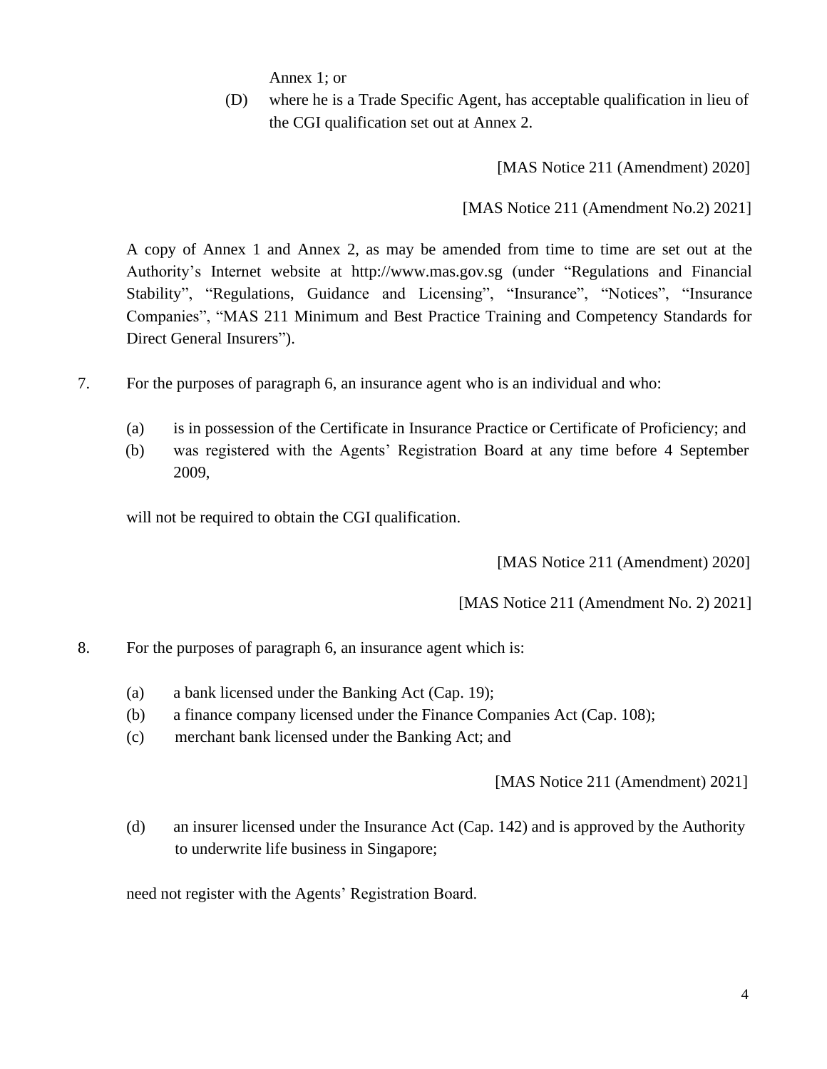Annex 1; or

(D) where he is a Trade Specific Agent, has acceptable qualification in lieu of the CGI qualification set out at Annex 2.

[MAS Notice 211 (Amendment) 2020]

[MAS Notice 211 (Amendment No.2) 2021]

A copy of Annex 1 and Annex 2, as may be amended from time to time are set out at the Authority's Internet website at http://www.mas.gov.sg (under "Regulations and Financial Stability", "Regulations, Guidance and Licensing", "Insurance", "Notices", "Insurance Companies", "MAS 211 Minimum and Best Practice Training and Competency Standards for Direct General Insurers").

7. For the purposes of paragraph 6, an insurance agent who is an individual and who:

(a) is in possession of the Certificate in Insurance Practice or Certificate of Proficiency; and
(b) was registered with the Agents' Registration Board at any time before 4 September 2009,

will not be required to obtain the CGI qualification.

[MAS Notice 211 (Amendment) 2020]

[MAS Notice 211 (Amendment No. 2) 2021]

8. For the purposes of paragraph 6, an insurance agent which is:

(a) a bank licensed under the Banking Act (Cap. 19);
(b) a finance company licensed under the Finance Companies Act (Cap. 108);
(c) merchant bank licensed under the Banking Act; and

[MAS Notice 211 (Amendment) 2021]

(d) an insurer licensed under the Insurance Act (Cap. 142) and is approved by the Authority to underwrite life business in Singapore;

need not register with the Agents' Registration Board.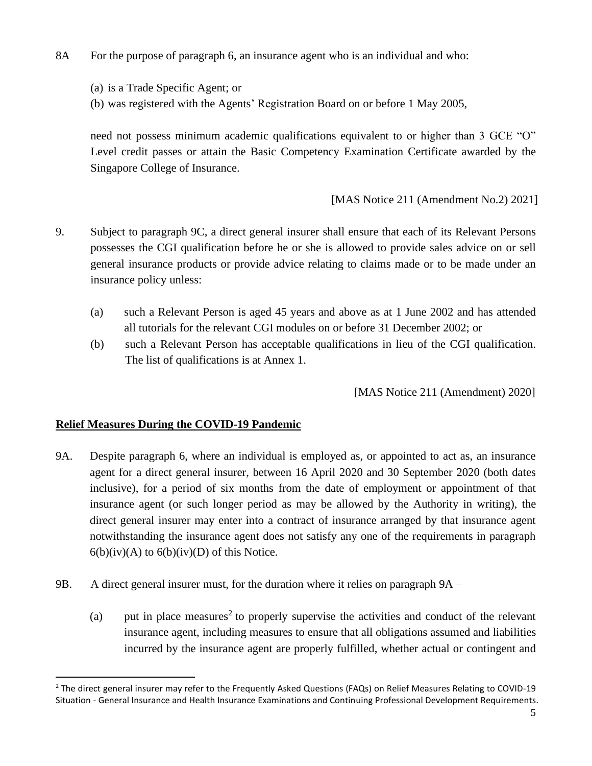8A For the purpose of paragraph 6, an insurance agent who is an individual and who:

(a) is a Trade Specific Agent; or
(b) was registered with the Agents' Registration Board on or before 1 May 2005,

need not possess minimum academic qualifications equivalent to or higher than 3 GCE "O" Level credit passes or attain the Basic Competency Examination Certificate awarded by the Singapore College of Insurance.

[MAS Notice 211 (Amendment No.2) 2021]

9. Subject to paragraph 9C, a direct general insurer shall ensure that each of its Relevant Persons possesses the CGI qualification before he or she is allowed to provide sales advice on or sell general insurance products or provide advice relating to claims made or to be made under an insurance policy unless:

(a) such a Relevant Person is aged 45 years and above as at 1 June 2002 and has attended all tutorials for the relevant CGI modules on or before 31 December 2002; or
(b) such a Relevant Person has acceptable qualifications in lieu of the CGI qualification. The list of qualifications is at Annex 1.

[MAS Notice 211 (Amendment) 2020]

**Relief Measures During the COVID-19 Pandemic**

9A. Despite paragraph 6, where an individual is employed as, or appointed to act as, an insurance agent for a direct general insurer, between 16 April 2020 and 30 September 2020 (both dates inclusive), for a period of six months from the date of employment or appointment of that insurance agent (or such longer period as may be allowed by the Authority in writing), the direct general insurer may enter into a contract of insurance arranged by that insurance agent notwithstanding the insurance agent does not satisfy any one of the requirements in paragraph 6(b)(iv)(A) to 6(b)(iv)(D) of this Notice.

9B. A direct general insurer must, for the duration where it relies on paragraph 9A –

(a) put in place measures[2] to properly supervise the activities and conduct of the relevant insurance agent, including measures to ensure that all obligations assumed and liabilities incurred by the insurance agent are properly fulfilled, whether actual or contingent and

[2] The direct general insurer may refer to the Frequently Asked Questions (FAQs) on Relief Measures Relating to COVID-19 Situation - General Insurance and Health Insurance Examinations and Continuing Professional Development Requirements.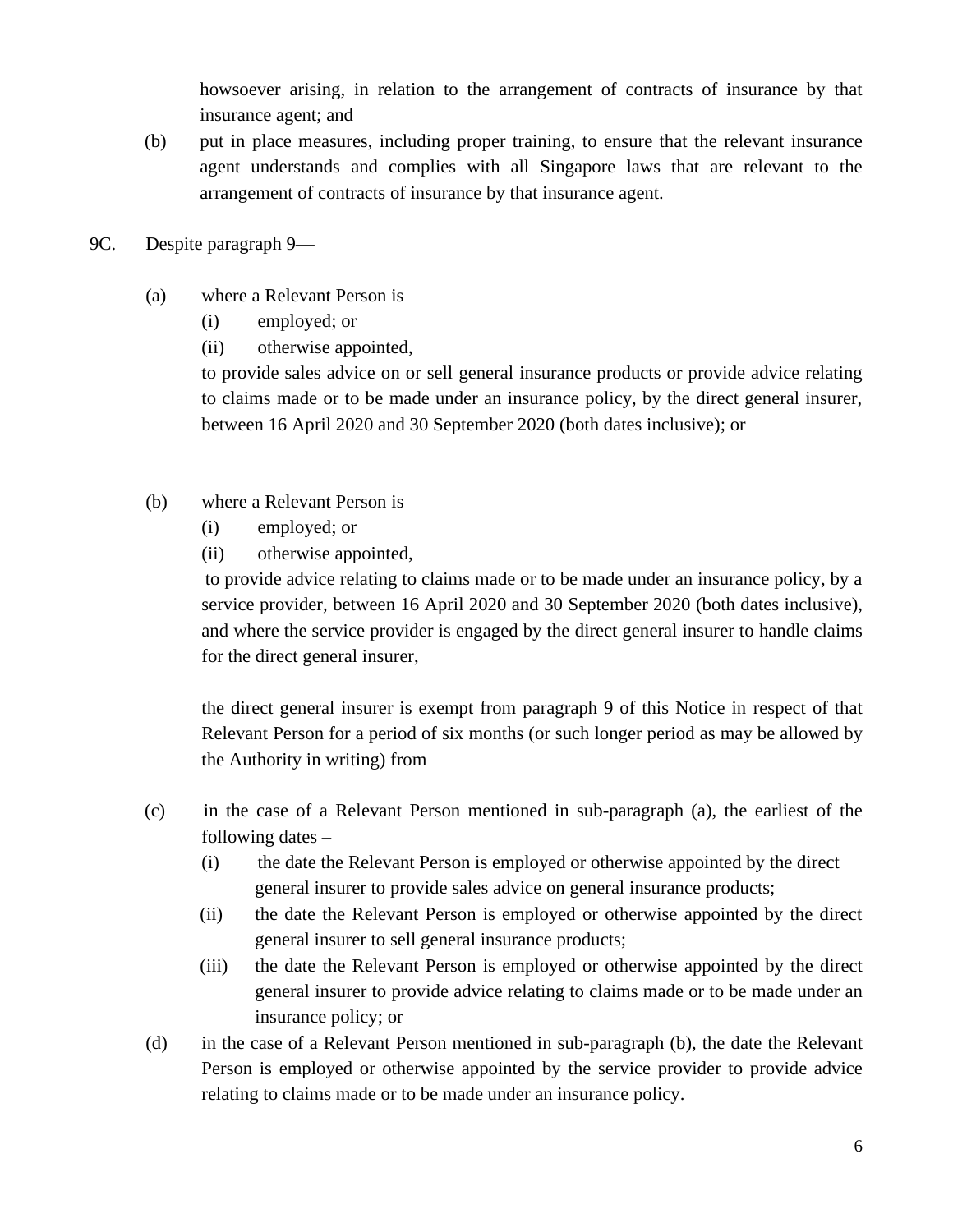howsoever arising, in relation to the arrangement of contracts of insurance by that insurance agent; and

(b) put in place measures, including proper training, to ensure that the relevant insurance agent understands and complies with all Singapore laws that are relevant to the arrangement of contracts of insurance by that insurance agent.

9C. Despite paragraph 9—

(a) where a Relevant Person is—
  (i) employed; or
  (ii) otherwise appointed,

  to provide sales advice on or sell general insurance products or provide advice relating to claims made or to be made under an insurance policy, by the direct general insurer, between 16 April 2020 and 30 September 2020 (both dates inclusive); or

(b) where a Relevant Person is—
  (i) employed; or
  (ii) otherwise appointed,

  to provide advice relating to claims made or to be made under an insurance policy, by a service provider, between 16 April 2020 and 30 September 2020 (both dates inclusive), and where the service provider is engaged by the direct general insurer to handle claims for the direct general insurer,

  the direct general insurer is exempt from paragraph 9 of this Notice in respect of that Relevant Person for a period of six months (or such longer period as may be allowed by the Authority in writing) from –

(c) in the case of a Relevant Person mentioned in sub-paragraph (a), the earliest of the following dates –
  (i) the date the Relevant Person is employed or otherwise appointed by the direct general insurer to provide sales advice on general insurance products;
  (ii) the date the Relevant Person is employed or otherwise appointed by the direct general insurer to sell general insurance products;
  (iii) the date the Relevant Person is employed or otherwise appointed by the direct general insurer to provide advice relating to claims made or to be made under an insurance policy; or

(d) in the case of a Relevant Person mentioned in sub-paragraph (b), the date the Relevant Person is employed or otherwise appointed by the service provider to provide advice relating to claims made or to be made under an insurance policy.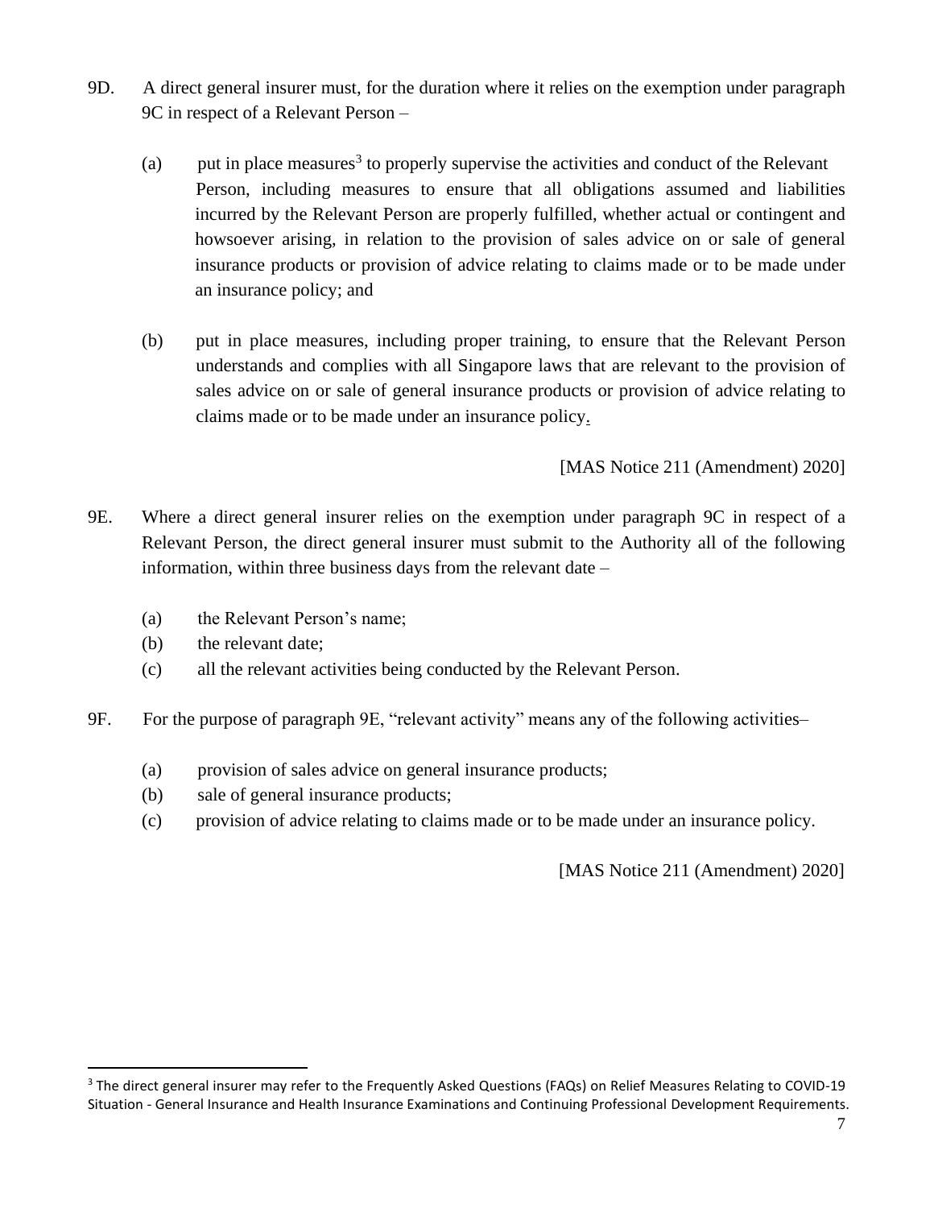9D. A direct general insurer must, for the duration where it relies on the exemption under paragraph 9C in respect of a Relevant Person –

(a) put in place measures[3] to properly supervise the activities and conduct of the Relevant Person, including measures to ensure that all obligations assumed and liabilities incurred by the Relevant Person are properly fulfilled, whether actual or contingent and howsoever arising, in relation to the provision of sales advice on or sale of general insurance products or provision of advice relating to claims made or to be made under an insurance policy; and

(b) put in place measures, including proper training, to ensure that the Relevant Person understands and complies with all Singapore laws that are relevant to the provision of sales advice on or sale of general insurance products or provision of advice relating to claims made or to be made under an insurance policy.

[MAS Notice 211 (Amendment) 2020]

9E. Where a direct general insurer relies on the exemption under paragraph 9C in respect of a Relevant Person, the direct general insurer must submit to the Authority all of the following information, within three business days from the relevant date –

(a) the Relevant Person's name;
(b) the relevant date;
(c) all the relevant activities being conducted by the Relevant Person.

9F. For the purpose of paragraph 9E, "relevant activity" means any of the following activities–

(a) provision of sales advice on general insurance products;
(b) sale of general insurance products;
(c) provision of advice relating to claims made or to be made under an insurance policy.

[MAS Notice 211 (Amendment) 2020]

---

[3] The direct general insurer may refer to the Frequently Asked Questions (FAQs) on Relief Measures Relating to COVID-19 Situation - General Insurance and Health Insurance Examinations and Continuing Professional Development Requirements.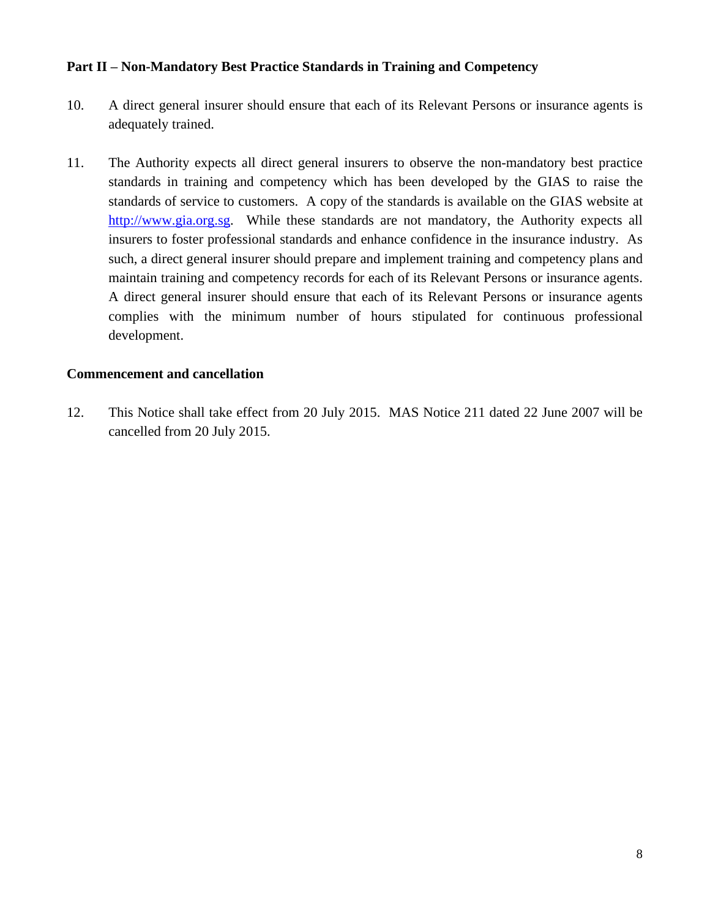**Part II – Non-Mandatory Best Practice Standards in Training and Competency**

10. A direct general insurer should ensure that each of its Relevant Persons or insurance agents is adequately trained.

11. The Authority expects all direct general insurers to observe the non-mandatory best practice standards in training and competency which has been developed by the GIAS to raise the standards of service to customers. A copy of the standards is available on the GIAS website at http://www.gia.org.sg. While these standards are not mandatory, the Authority expects all insurers to foster professional standards and enhance confidence in the insurance industry. As such, a direct general insurer should prepare and implement training and competency plans and maintain training and competency records for each of its Relevant Persons or insurance agents. A direct general insurer should ensure that each of its Relevant Persons or insurance agents complies with the minimum number of hours stipulated for continuous professional development.

**Commencement and cancellation**

12. This Notice shall take effect from 20 July 2015. MAS Notice 211 dated 22 June 2007 will be cancelled from 20 July 2015.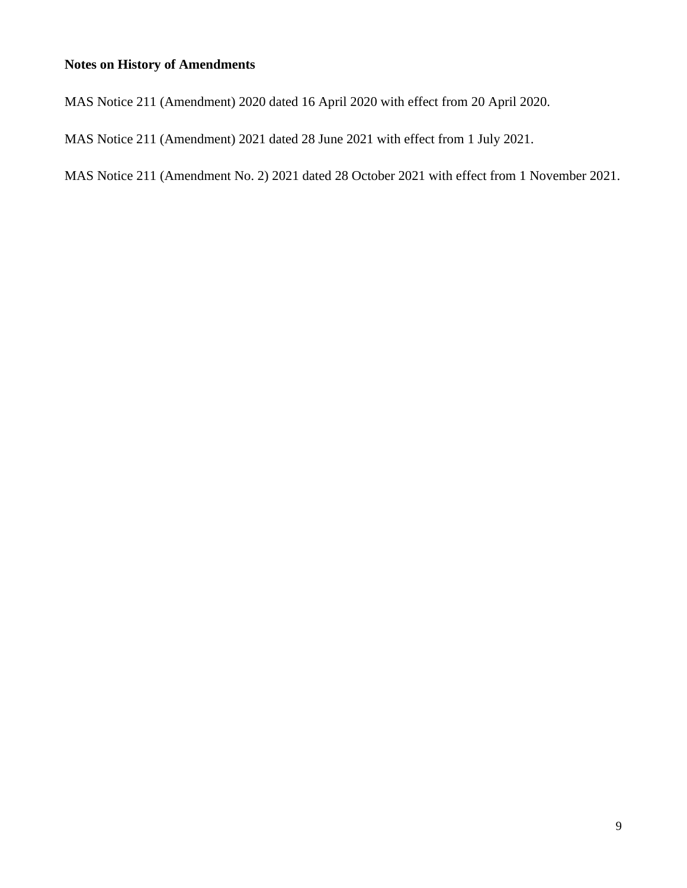**Notes on History of Amendments**

MAS Notice 211 (Amendment) 2020 dated 16 April 2020 with effect from 20 April 2020.

MAS Notice 211 (Amendment) 2021 dated 28 June 2021 with effect from 1 July 2021.

MAS Notice 211 (Amendment No. 2) 2021 dated 28 October 2021 with effect from 1 November 2021.